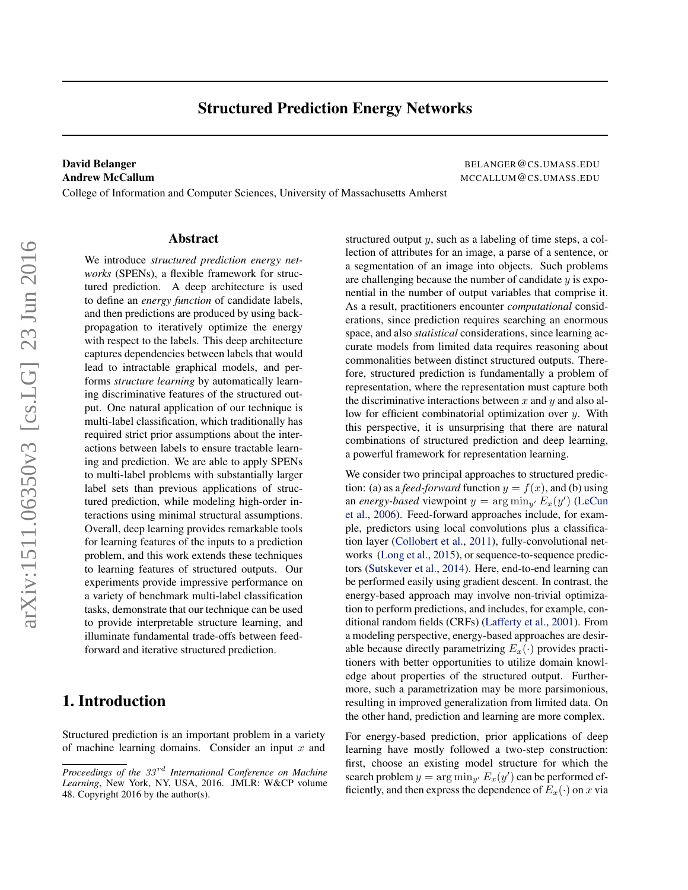# Structured Prediction Energy Networks

**David Belanger** BELANGER@CS.UMASS.EDU
**Andrew McCallum** MCCALLUM@CS.UMASS.EDU
College of Information and Computer Sciences, University of Massachusetts Amherst

## Abstract

We introduce *structured prediction energy networks* (SPENs), a flexible framework for structured prediction. A deep architecture is used to define an *energy function* of candidate labels, and then predictions are produced by using backpropagation to iteratively optimize the energy with respect to the labels. This deep architecture captures dependencies between labels that would lead to intractable graphical models, and performs *structure learning* by automatically learning discriminative features of the structured output. One natural application of our technique is multi-label classification, which traditionally has required strict prior assumptions about the interactions between labels to ensure tractable learning and prediction. We are able to apply SPENs to multi-label problems with substantially larger label sets than previous applications of structured prediction, while modeling high-order interactions using minimal structural assumptions. Overall, deep learning provides remarkable tools for learning features of the inputs to a prediction problem, and this work extends these techniques to learning features of structured outputs. Our experiments provide impressive performance on a variety of benchmark multi-label classification tasks, demonstrate that our technique can be used to provide interpretable structure learning, and illuminate fundamental trade-offs between feed-forward and iterative structured prediction.

## 1. Introduction

Structured prediction is an important problem in a variety of machine learning domains. Consider an input $x$ and structured output $y$, such as a labeling of time steps, a collection of attributes for an image, a parse of a sentence, or a segmentation of an image into objects. Such problems are challenging because the number of candidate $y$ is exponential in the number of output variables that comprise it. As a result, practitioners encounter *computational* considerations, since prediction requires searching an enormous space, and also *statistical* considerations, since learning accurate models from limited data requires reasoning about commonalities between distinct structured outputs. Therefore, structured prediction is fundamentally a problem of representation, where the representation must capture both the discriminative interactions between $x$ and $y$ and also allow for efficient combinatorial optimization over $y$. With this perspective, it is unsurprising that there are natural combinations of structured prediction and deep learning, a powerful framework for representation learning.

We consider two principal approaches to structured prediction: (a) as a *feed-forward* function $y = f(x)$, and (b) using an *energy-based* viewpoint $y = \arg\min_{y'} E_x(y')$ (LeCun et al., 2006). Feed-forward approaches include, for example, predictors using local convolutions plus a classification layer (Collobert et al., 2011), fully-convolutional networks (Long et al., 2015), or sequence-to-sequence predictors (Sutskever et al., 2014). Here, end-to-end learning can be performed easily using gradient descent. In contrast, the energy-based approach may involve non-trivial optimization to perform predictions, and includes, for example, conditional random fields (CRFs) (Lafferty et al., 2001). From a modeling perspective, energy-based approaches are desirable because directly parametrizing $E_x(\cdot)$ provides practitioners with better opportunities to utilize domain knowledge about properties of the structured output. Furthermore, such a parametrization may be more parsimonious, resulting in improved generalization from limited data. On the other hand, prediction and learning are more complex.

For energy-based prediction, prior applications of deep learning have mostly followed a two-step construction: first, choose an existing model structure for which the search problem $y = \arg\min_{y'} E_x(y')$ can be performed efficiently, and then express the dependence of $E_x(\cdot)$ on $x$ via

*Proceedings of the $33^{rd}$ International Conference on Machine Learning*, New York, NY, USA, 2016. JMLR: W&CP volume 48. Copyright 2016 by the author(s).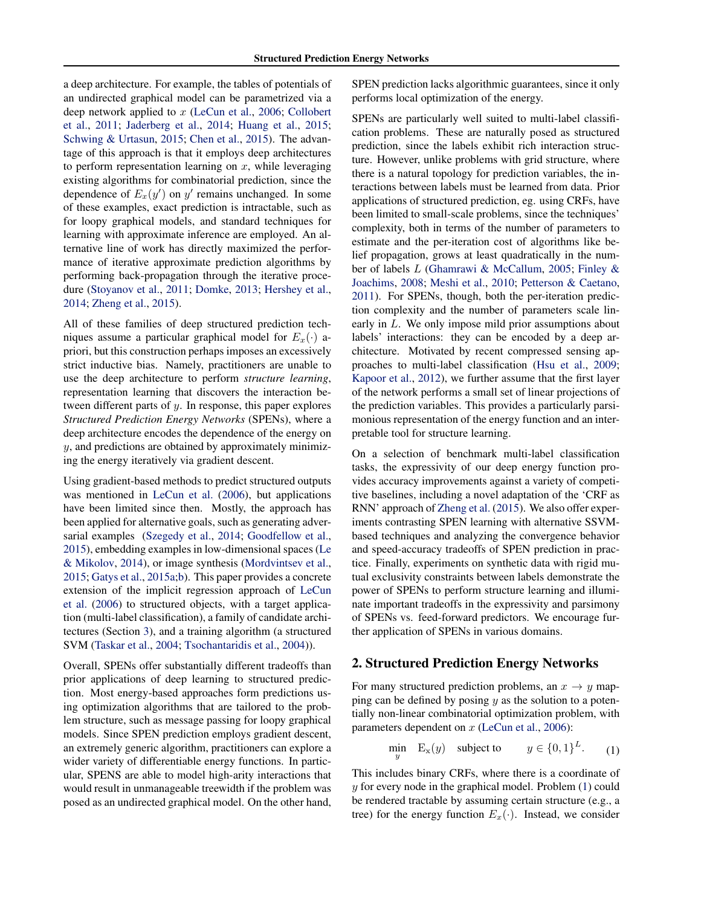a deep architecture. For example, the tables of potentials of an undirected graphical model can be parametrized via a deep network applied to $x$ (LeCun et al., 2006; Collobert et al., 2011; Jaderberg et al., 2014; Huang et al., 2015; Schwing & Urtasun, 2015; Chen et al., 2015). The advantage of this approach is that it employs deep architectures to perform representation learning on $x$, while leveraging existing algorithms for combinatorial prediction, since the dependence of $E_x(y')$ on $y'$ remains unchanged. In some of these examples, exact prediction is intractable, such as for loopy graphical models, and standard techniques for learning with approximate inference are employed. An alternative line of work has directly maximized the performance of iterative approximate prediction algorithms by performing back-propagation through the iterative procedure (Stoyanov et al., 2011; Domke, 2013; Hershey et al., 2014; Zheng et al., 2015).

All of these families of deep structured prediction techniques assume a particular graphical model for $E_x(\cdot)$ a-priori, but this construction perhaps imposes an excessively strict inductive bias. Namely, practitioners are unable to use the deep architecture to perform *structure learning*, representation learning that discovers the interaction between different parts of $y$. In response, this paper explores *Structured Prediction Energy Networks* (SPENs), where a deep architecture encodes the dependence of the energy on $y$, and predictions are obtained by approximately minimizing the energy iteratively via gradient descent.

Using gradient-based methods to predict structured outputs was mentioned in LeCun et al. (2006), but applications have been limited since then. Mostly, the approach has been applied for alternative goals, such as generating adversarial examples (Szegedy et al., 2014; Goodfellow et al., 2015), embedding examples in low-dimensional spaces (Le & Mikolov, 2014), or image synthesis (Mordvintsev et al., 2015; Gatys et al., 2015a;b). This paper provides a concrete extension of the implicit regression approach of LeCun et al. (2006) to structured objects, with a target application (multi-label classification), a family of candidate architectures (Section 3), and a training algorithm (a structured SVM (Taskar et al., 2004; Tsochantaridis et al., 2004)).

Overall, SPENs offer substantially different tradeoffs than prior applications of deep learning to structured prediction. Most energy-based approaches form predictions using optimization algorithms that are tailored to the problem structure, such as message passing for loopy graphical models. Since SPEN prediction employs gradient descent, an extremely generic algorithm, practitioners can explore a wider variety of differentiable energy functions. In particular, SPENS are able to model high-arity interactions that would result in unmanageable treewidth if the problem was posed as an undirected graphical model. On the other hand, SPEN prediction lacks algorithmic guarantees, since it only performs local optimization of the energy.

SPENs are particularly well suited to multi-label classification problems. These are naturally posed as structured prediction, since the labels exhibit rich interaction structure. However, unlike problems with grid structure, where there is a natural topology for prediction variables, the interactions between labels must be learned from data. Prior applications of structured prediction, eg. using CRFs, have been limited to small-scale problems, since the techniques' complexity, both in terms of the number of parameters to estimate and the per-iteration cost of algorithms like belief propagation, grows at least quadratically in the number of labels $L$ (Ghamrawi & McCallum, 2005; Finley & Joachims, 2008; Meshi et al., 2010; Petterson & Caetano, 2011). For SPENs, though, both the per-iteration prediction complexity and the number of parameters scale linearly in $L$. We only impose mild prior assumptions about labels' interactions: they can be encoded by a deep architecture. Motivated by recent compressed sensing approaches to multi-label classification (Hsu et al., 2009; Kapoor et al., 2012), we further assume that the first layer of the network performs a small set of linear projections of the prediction variables. This provides a particularly parsimonious representation of the energy function and an interpretable tool for structure learning.

On a selection of benchmark multi-label classification tasks, the expressivity of our deep energy function provides accuracy improvements against a variety of competitive baselines, including a novel adaptation of the 'CRF as RNN' approach of Zheng et al. (2015). We also offer experiments contrasting SPEN learning with alternative SSVM-based techniques and analyzing the convergence behavior and speed-accuracy tradeoffs of SPEN prediction in practice. Finally, experiments on synthetic data with rigid mutual exclusivity constraints between labels demonstrate the power of SPENs to perform structure learning and illuminate important tradeoffs in the expressivity and parsimony of SPENs vs. feed-forward predictors. We encourage further application of SPENs in various domains.

## 2. Structured Prediction Energy Networks

For many structured prediction problems, an $x \to y$ mapping can be defined by posing $y$ as the solution to a potentially non-linear combinatorial optimization problem, with parameters dependent on $x$ (LeCun et al., 2006):

$$\min_y \quad \mathrm{E}_x(y) \quad \text{subject to} \qquad y \in \{0,1\}^L. \tag{1}$$

This includes binary CRFs, where there is a coordinate of $y$ for every node in the graphical model. Problem (1) could be rendered tractable by assuming certain structure (e.g., a tree) for the energy function $E_x(\cdot)$. Instead, we consider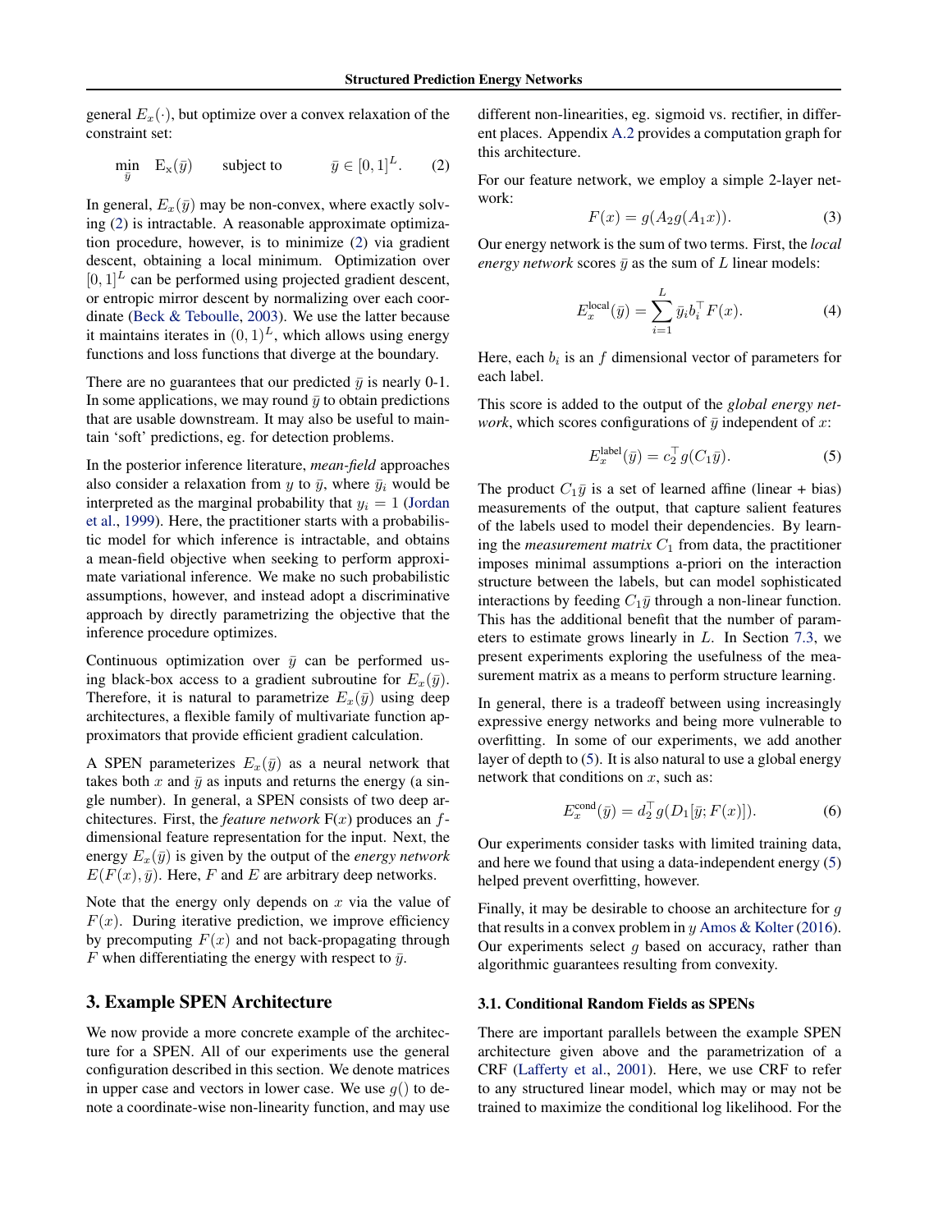general $E_x(\cdot)$, but optimize over a convex relaxation of the constraint set:

$$\min_{\bar{y}} \quad \mathrm{E_x}(\bar{y}) \qquad \text{subject to} \qquad \bar{y} \in [0,1]^L. \tag{2}$$

In general, $E_x(\bar{y})$ may be non-convex, where exactly solving (2) is intractable. A reasonable approximate optimization procedure, however, is to minimize (2) via gradient descent, obtaining a local minimum. Optimization over $[0,1]^L$ can be performed using projected gradient descent, or entropic mirror descent by normalizing over each coordinate (Beck & Teboulle, 2003). We use the latter because it maintains iterates in $(0,1)^L$, which allows using energy functions and loss functions that diverge at the boundary.

There are no guarantees that our predicted $\bar{y}$ is nearly 0-1. In some applications, we may round $\bar{y}$ to obtain predictions that are usable downstream. It may also be useful to maintain 'soft' predictions, eg. for detection problems.

In the posterior inference literature, *mean-field* approaches also consider a relaxation from $y$ to $\bar{y}$, where $\bar{y}_i$ would be interpreted as the marginal probability that $y_i = 1$ (Jordan et al., 1999). Here, the practitioner starts with a probabilistic model for which inference is intractable, and obtains a mean-field objective when seeking to perform approximate variational inference. We make no such probabilistic assumptions, however, and instead adopt a discriminative approach by directly parametrizing the objective that the inference procedure optimizes.

Continuous optimization over $\bar{y}$ can be performed using black-box access to a gradient subroutine for $E_x(\bar{y})$. Therefore, it is natural to parametrize $E_x(\bar{y})$ using deep architectures, a flexible family of multivariate function approximators that provide efficient gradient calculation.

A SPEN parameterizes $E_x(\bar{y})$ as a neural network that takes both $x$ and $\bar{y}$ as inputs and returns the energy (a single number). In general, a SPEN consists of two deep architectures. First, the *feature network* $\mathrm{F}(x)$ produces an $f$-dimensional feature representation for the input. Next, the energy $E_x(\bar{y})$ is given by the output of the *energy network* $E(F(x), \bar{y})$. Here, $F$ and $E$ are arbitrary deep networks.

Note that the energy only depends on $x$ via the value of $F(x)$. During iterative prediction, we improve efficiency by precomputing $F(x)$ and not back-propagating through $F$ when differentiating the energy with respect to $\bar{y}$.

## 3. Example SPEN Architecture

We now provide a more concrete example of the architecture for a SPEN. All of our experiments use the general configuration described in this section. We denote matrices in upper case and vectors in lower case. We use $g()$ to denote a coordinate-wise non-linearity function, and may use different non-linearities, eg. sigmoid vs. rectifier, in different places. Appendix A.2 provides a computation graph for this architecture.

For our feature network, we employ a simple 2-layer network:

$$F(x) = g(A_2 g(A_1 x)). \tag{3}$$

Our energy network is the sum of two terms. First, the *local energy network* scores $\bar{y}$ as the sum of $L$ linear models:

$$E_x^{\text{local}}(\bar{y}) = \sum_{i=1}^{L} \bar{y}_i b_i^\top F(x). \tag{4}$$

Here, each $b_i$ is an $f$ dimensional vector of parameters for each label.

This score is added to the output of the *global energy network*, which scores configurations of $\bar{y}$ independent of $x$:

$$E_x^{\text{label}}(\bar{y}) = c_2^\top g(C_1 \bar{y}). \tag{5}$$

The product $C_1 \bar{y}$ is a set of learned affine (linear + bias) measurements of the output, that capture salient features of the labels used to model their dependencies. By learning the *measurement matrix* $C_1$ from data, the practitioner imposes minimal assumptions a-priori on the interaction structure between the labels, but can model sophisticated interactions by feeding $C_1 \bar{y}$ through a non-linear function. This has the additional benefit that the number of parameters to estimate grows linearly in $L$. In Section 7.3, we present experiments exploring the usefulness of the measurement matrix as a means to perform structure learning.

In general, there is a tradeoff between using increasingly expressive energy networks and being more vulnerable to overfitting. In some of our experiments, we add another layer of depth to (5). It is also natural to use a global energy network that conditions on $x$, such as:

$$E_x^{\text{cond}}(\bar{y}) = d_2^\top g(D_1[\bar{y}; F(x)]). \tag{6}$$

Our experiments consider tasks with limited training data, and here we found that using a data-independent energy (5) helped prevent overfitting, however.

Finally, it may be desirable to choose an architecture for $g$ that results in a convex problem in $y$ Amos & Kolter (2016). Our experiments select $g$ based on accuracy, rather than algorithmic guarantees resulting from convexity.

### 3.1. Conditional Random Fields as SPENs

There are important parallels between the example SPEN architecture given above and the parametrization of a CRF (Lafferty et al., 2001). Here, we use CRF to refer to any structured linear model, which may or may not be trained to maximize the conditional log likelihood. For the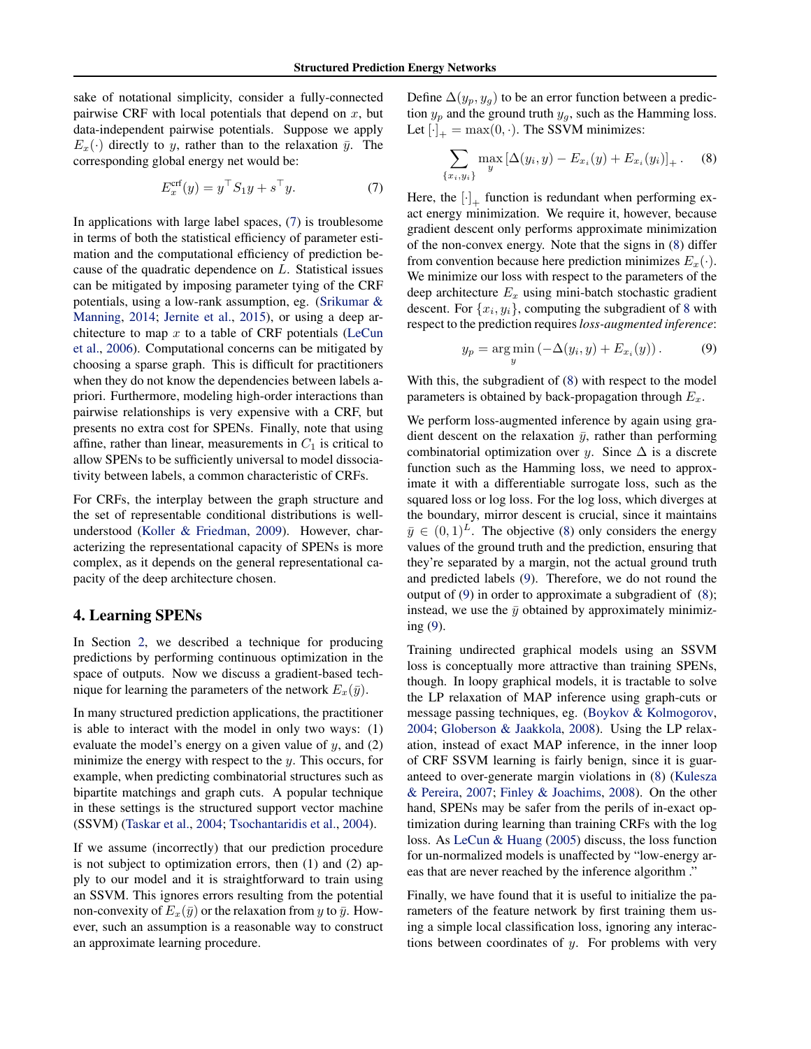sake of notational simplicity, consider a fully-connected pairwise CRF with local potentials that depend on $x$, but data-independent pairwise potentials. Suppose we apply $E_x(\cdot)$ directly to $y$, rather than to the relaxation $\bar{y}$. The corresponding global energy net would be:

$$E_x^{\text{crf}}(y) = y^\top S_1 y + s^\top y. \tag{7}$$

In applications with large label spaces, (7) is troublesome in terms of both the statistical efficiency of parameter estimation and the computational efficiency of prediction because of the quadratic dependence on $L$. Statistical issues can be mitigated by imposing parameter tying of the CRF potentials, using a low-rank assumption, eg. (Srikumar & Manning, 2014; Jernite et al., 2015), or using a deep architecture to map $x$ to a table of CRF potentials (LeCun et al., 2006). Computational concerns can be mitigated by choosing a sparse graph. This is difficult for practitioners when they do not know the dependencies between labels a-priori. Furthermore, modeling high-order interactions than pairwise relationships is very expensive with a CRF, but presents no extra cost for SPENs. Finally, note that using affine, rather than linear, measurements in $C_1$ is critical to allow SPENs to be sufficiently universal to model dissociativity between labels, a common characteristic of CRFs.

For CRFs, the interplay between the graph structure and the set of representable conditional distributions is well-understood (Koller & Friedman, 2009). However, characterizing the representational capacity of SPENs is more complex, as it depends on the general representational capacity of the deep architecture chosen.

## 4. Learning SPENs

In Section 2, we described a technique for producing predictions by performing continuous optimization in the space of outputs. Now we discuss a gradient-based technique for learning the parameters of the network $E_x(\bar{y})$.

In many structured prediction applications, the practitioner is able to interact with the model in only two ways: (1) evaluate the model's energy on a given value of $y$, and (2) minimize the energy with respect to the $y$. This occurs, for example, when predicting combinatorial structures such as bipartite matchings and graph cuts. A popular technique in these settings is the structured support vector machine (SSVM) (Taskar et al., 2004; Tsochantaridis et al., 2004).

If we assume (incorrectly) that our prediction procedure is not subject to optimization errors, then (1) and (2) apply to our model and it is straightforward to train using an SSVM. This ignores errors resulting from the potential non-convexity of $E_x(\bar{y})$ or the relaxation from $y$ to $\bar{y}$. However, such an assumption is a reasonable way to construct an approximate learning procedure.

Define $\Delta(y_p, y_g)$ to be an error function between a prediction $y_p$ and the ground truth $y_g$, such as the Hamming loss. Let $[\cdot]_+ = \max(0, \cdot)$. The SSVM minimizes:

$$\sum_{\{x_i, y_i\}} \max_y \left[\Delta(y_i, y) - E_{x_i}(y) + E_{x_i}(y_i)\right]_+. \tag{8}$$

Here, the $[\cdot]_+$ function is redundant when performing exact energy minimization. We require it, however, because gradient descent only performs approximate minimization of the non-convex energy. Note that the signs in (8) differ from convention because here prediction minimizes $E_x(\cdot)$. We minimize our loss with respect to the parameters of the deep architecture $E_x$ using mini-batch stochastic gradient descent. For $\{x_i, y_i\}$, computing the subgradient of 8 with respect to the prediction requires *loss-augmented inference*:

$$y_p = \arg\min_y \left(-\Delta(y_i, y) + E_{x_i}(y)\right). \tag{9}$$

With this, the subgradient of (8) with respect to the model parameters is obtained by back-propagation through $E_x$.

We perform loss-augmented inference by again using gradient descent on the relaxation $\bar{y}$, rather than performing combinatorial optimization over $y$. Since $\Delta$ is a discrete function such as the Hamming loss, we need to approximate it with a differentiable surrogate loss, such as the squared loss or log loss. For the log loss, which diverges at the boundary, mirror descent is crucial, since it maintains $\bar{y} \in (0, 1)^L$. The objective (8) only considers the energy values of the ground truth and the prediction, ensuring that they're separated by a margin, not the actual ground truth and predicted labels (9). Therefore, we do not round the output of (9) in order to approximate a subgradient of (8); instead, we use the $\bar{y}$ obtained by approximately minimizing (9).

Training undirected graphical models using an SSVM loss is conceptually more attractive than training SPENs, though. In loopy graphical models, it is tractable to solve the LP relaxation of MAP inference using graph-cuts or message passing techniques, eg. (Boykov & Kolmogorov, 2004; Globerson & Jaakkola, 2008). Using the LP relaxation, instead of exact MAP inference, in the inner loop of CRF SSVM learning is fairly benign, since it is guaranteed to over-generate margin violations in (8) (Kulesza & Pereira, 2007; Finley & Joachims, 2008). On the other hand, SPENs may be safer from the perils of in-exact optimization during learning than training CRFs with the log loss. As LeCun & Huang (2005) discuss, the loss function for un-normalized models is unaffected by "low-energy areas that are never reached by the inference algorithm ."

Finally, we have found that it is useful to initialize the parameters of the feature network by first training them using a simple local classification loss, ignoring any interactions between coordinates of $y$. For problems with very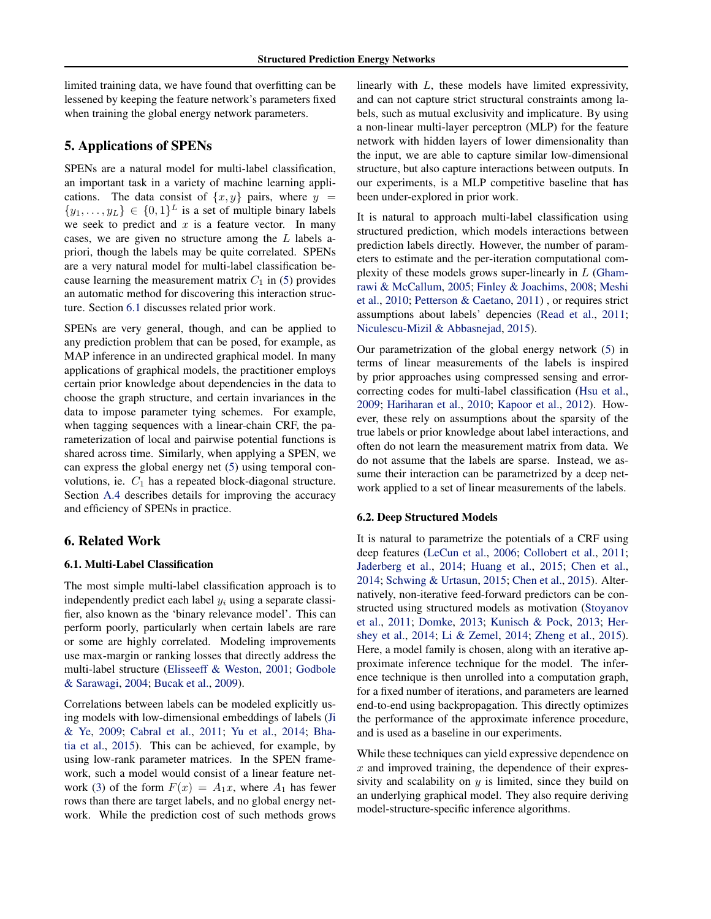limited training data, we have found that overfitting can be lessened by keeping the feature network's parameters fixed when training the global energy network parameters.

## 5. Applications of SPENs

SPENs are a natural model for multi-label classification, an important task in a variety of machine learning applications. The data consist of $\{x, y\}$ pairs, where $y = \{y_1, \ldots, y_L\} \in \{0, 1\}^L$ is a set of multiple binary labels we seek to predict and $x$ is a feature vector. In many cases, we are given no structure among the $L$ labels a-priori, though the labels may be quite correlated. SPENs are a very natural model for multi-label classification because learning the measurement matrix $C_1$ in (5) provides an automatic method for discovering this interaction structure. Section 6.1 discusses related prior work.

SPENs are very general, though, and can be applied to any prediction problem that can be posed, for example, as MAP inference in an undirected graphical model. In many applications of graphical models, the practitioner employs certain prior knowledge about dependencies in the data to choose the graph structure, and certain invariances in the data to impose parameter tying schemes. For example, when tagging sequences with a linear-chain CRF, the parameterization of local and pairwise potential functions is shared across time. Similarly, when applying a SPEN, we can express the global energy net (5) using temporal convolutions, ie. $C_1$ has a repeated block-diagonal structure. Section A.4 describes details for improving the accuracy and efficiency of SPENs in practice.

## 6. Related Work

### 6.1. Multi-Label Classification

The most simple multi-label classification approach is to independently predict each label $y_i$ using a separate classifier, also known as the 'binary relevance model'. This can perform poorly, particularly when certain labels are rare or some are highly correlated. Modeling improvements use max-margin or ranking losses that directly address the multi-label structure (Elisseeff & Weston, 2001; Godbole & Sarawagi, 2004; Bucak et al., 2009).

Correlations between labels can be modeled explicitly using models with low-dimensional embeddings of labels (Ji & Ye, 2009; Cabral et al., 2011; Yu et al., 2014; Bhatia et al., 2015). This can be achieved, for example, by using low-rank parameter matrices. In the SPEN framework, such a model would consist of a linear feature network (3) of the form $F(x) = A_1 x$, where $A_1$ has fewer rows than there are target labels, and no global energy network. While the prediction cost of such methods grows linearly with $L$, these models have limited expressivity, and can not capture strict structural constraints among labels, such as mutual exclusivity and implicature. By using a non-linear multi-layer perceptron (MLP) for the feature network with hidden layers of lower dimensionality than the input, we are able to capture similar low-dimensional structure, but also capture interactions between outputs. In our experiments, is a MLP competitive baseline that has been under-explored in prior work.

It is natural to approach multi-label classification using structured prediction, which models interactions between prediction labels directly. However, the number of parameters to estimate and the per-iteration computational complexity of these models grows super-linearly in $L$ (Ghamrawi & McCallum, 2005; Finley & Joachims, 2008; Meshi et al., 2010; Petterson & Caetano, 2011) , or requires strict assumptions about labels' depencies (Read et al., 2011; Niculescu-Mizil & Abbasnejad, 2015).

Our parametrization of the global energy network (5) in terms of linear measurements of the labels is inspired by prior approaches using compressed sensing and error-correcting codes for multi-label classification (Hsu et al., 2009; Hariharan et al., 2010; Kapoor et al., 2012). However, these rely on assumptions about the sparsity of the true labels or prior knowledge about label interactions, and often do not learn the measurement matrix from data. We do not assume that the labels are sparse. Instead, we assume their interaction can be parametrized by a deep network applied to a set of linear measurements of the labels.

### 6.2. Deep Structured Models

It is natural to parametrize the potentials of a CRF using deep features (LeCun et al., 2006; Collobert et al., 2011; Jaderberg et al., 2014; Huang et al., 2015; Chen et al., 2014; Schwing & Urtasun, 2015; Chen et al., 2015). Alternatively, non-iterative feed-forward predictors can be constructed using structured models as motivation (Stoyanov et al., 2011; Domke, 2013; Kunisch & Pock, 2013; Hershey et al., 2014; Li & Zemel, 2014; Zheng et al., 2015). Here, a model family is chosen, along with an iterative approximate inference technique for the model. The inference technique is then unrolled into a computation graph, for a fixed number of iterations, and parameters are learned end-to-end using backpropagation. This directly optimizes the performance of the approximate inference procedure, and is used as a baseline in our experiments.

While these techniques can yield expressive dependence on $x$ and improved training, the dependence of their expressivity and scalability on $y$ is limited, since they build on an underlying graphical model. They also require deriving model-structure-specific inference algorithms.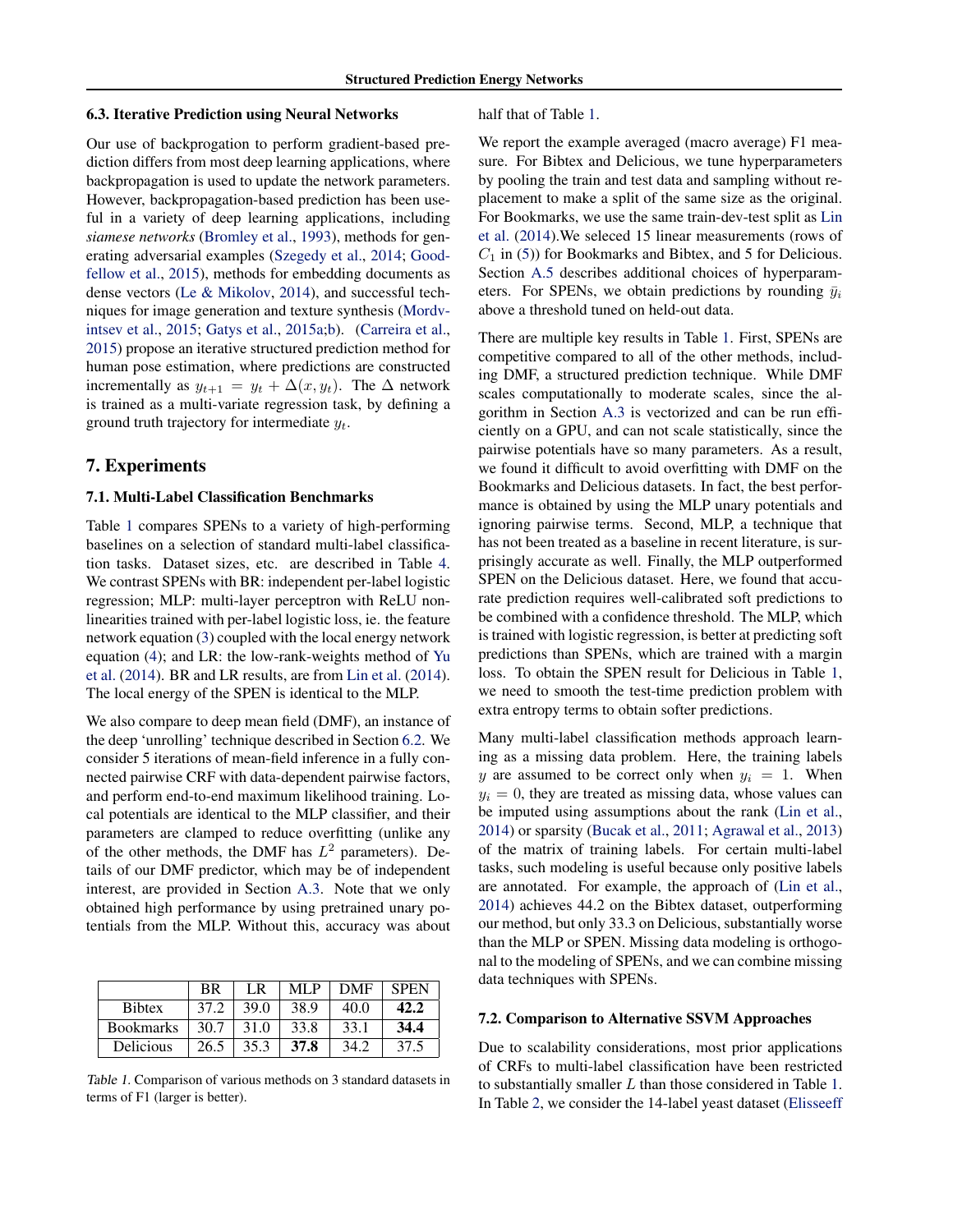### 6.3. Iterative Prediction using Neural Networks

Our use of backprogation to perform gradient-based prediction differs from most deep learning applications, where backpropagation is used to update the network parameters. However, backpropagation-based prediction has been useful in a variety of deep learning applications, including *siamese networks* (Bromley et al., 1993), methods for generating adversarial examples (Szegedy et al., 2014; Goodfellow et al., 2015), methods for embedding documents as dense vectors (Le & Mikolov, 2014), and successful techniques for image generation and texture synthesis (Mordvintsev et al., 2015; Gatys et al., 2015a;b). (Carreira et al., 2015) propose an iterative structured prediction method for human pose estimation, where predictions are constructed incrementally as $y_{t+1} = y_t + \Delta(x, y_t)$. The $\Delta$ network is trained as a multi-variate regression task, by defining a ground truth trajectory for intermediate $y_t$.

## 7. Experiments

### 7.1. Multi-Label Classification Benchmarks

Table 1 compares SPENs to a variety of high-performing baselines on a selection of standard multi-label classification tasks. Dataset sizes, etc. are described in Table 4. We contrast SPENs with BR: independent per-label logistic regression; MLP: multi-layer perceptron with ReLU non-linearities trained with per-label logistic loss, ie. the feature network equation (3) coupled with the local energy network equation (4); and LR: the low-rank-weights method of Yu et al. (2014). BR and LR results, are from Lin et al. (2014). The local energy of the SPEN is identical to the MLP.

We also compare to deep mean field (DMF), an instance of the deep 'unrolling' technique described in Section 6.2. We consider 5 iterations of mean-field inference in a fully connected pairwise CRF with data-dependent pairwise factors, and perform end-to-end maximum likelihood training. Local potentials are identical to the MLP classifier, and their parameters are clamped to reduce overfitting (unlike any of the other methods, the DMF has $L^2$ parameters). Details of our DMF predictor, which may be of independent interest, are provided in Section A.3. Note that we only obtained high performance by using pretrained unary potentials from the MLP. Without this, accuracy was about half that of Table 1.

| | BR | LR | MLP | DMF | SPEN |
|---|---|---|---|---|---|
| Bibtex | 37.2 | 39.0 | 38.9 | 40.0 | **42.2** |
| Bookmarks | 30.7 | 31.0 | 33.8 | 33.1 | **34.4** |
| Delicious | 26.5 | 35.3 | **37.8** | 34.2 | 37.5 |

Table 1. Comparison of various methods on 3 standard datasets in terms of F1 (larger is better).

We report the example averaged (macro average) F1 measure. For Bibtex and Delicious, we tune hyperparameters by pooling the train and test data and sampling without replacement to make a split of the same size as the original. For Bookmarks, we use the same train-dev-test split as Lin et al. (2014).We seleced 15 linear measurements (rows of $C_1$ in (5)) for Bookmarks and Bibtex, and 5 for Delicious. Section A.5 describes additional choices of hyperparameters. For SPENs, we obtain predictions by rounding $\bar{y}_i$ above a threshold tuned on held-out data.

There are multiple key results in Table 1. First, SPENs are competitive compared to all of the other methods, including DMF, a structured prediction technique. While DMF scales computationally to moderate scales, since the algorithm in Section A.3 is vectorized and can be run efficiently on a GPU, and can not scale statistically, since the pairwise potentials have so many parameters. As a result, we found it difficult to avoid overfitting with DMF on the Bookmarks and Delicious datasets. In fact, the best performance is obtained by using the MLP unary potentials and ignoring pairwise terms. Second, MLP, a technique that has not been treated as a baseline in recent literature, is surprisingly accurate as well. Finally, the MLP outperformed SPEN on the Delicious dataset. Here, we found that accurate prediction requires well-calibrated soft predictions to be combined with a confidence threshold. The MLP, which is trained with logistic regression, is better at predicting soft predictions than SPENs, which are trained with a margin loss. To obtain the SPEN result for Delicious in Table 1, we need to smooth the test-time prediction problem with extra entropy terms to obtain softer predictions.

Many multi-label classification methods approach learning as a missing data problem. Here, the training labels $y$ are assumed to be correct only when $y_i = 1$. When $y_i = 0$, they are treated as missing data, whose values can be imputed using assumptions about the rank (Lin et al., 2014) or sparsity (Bucak et al., 2011; Agrawal et al., 2013) of the matrix of training labels. For certain multi-label tasks, such modeling is useful because only positive labels are annotated. For example, the approach of (Lin et al., 2014) achieves 44.2 on the Bibtex dataset, outperforming our method, but only 33.3 on Delicious, substantially worse than the MLP or SPEN. Missing data modeling is orthogonal to the modeling of SPENs, and we can combine missing data techniques with SPENs.

### 7.2. Comparison to Alternative SSVM Approaches

Due to scalability considerations, most prior applications of CRFs to multi-label classification have been restricted to substantially smaller $L$ than those considered in Table 1. In Table 2, we consider the 14-label yeast dataset (Elisseeff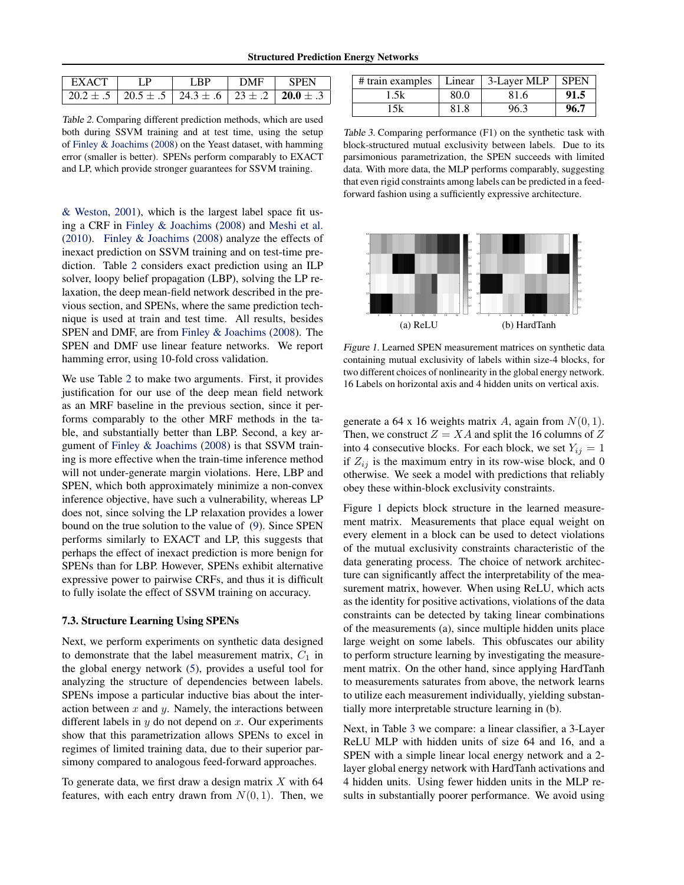| EXACT | LP | LBP | DMF | SPEN |
|---|---|---|---|---|
| 20.2 ± .5 | 20.5 ± .5 | 24.3 ± .6 | 23 ± .2 | **20.0** ± .3 |

*Table 2.* Comparing different prediction methods, which are used both during SSVM training and at test time, using the setup of Finley & Joachims (2008) on the Yeast dataset, with hamming error (smaller is better). SPENs perform comparably to EXACT and LP, which provide stronger guarantees for SSVM training.

& Weston, 2001), which is the largest label space fit using a CRF in Finley & Joachims (2008) and Meshi et al. (2010). Finley & Joachims (2008) analyze the effects of inexact prediction on SSVM training and on test-time prediction. Table 2 considers exact prediction using an ILP solver, loopy belief propagation (LBP), solving the LP relaxation, the deep mean-field network described in the previous section, and SPENs, where the same prediction technique is used at train and test time. All results, besides SPEN and DMF, are from Finley & Joachims (2008). The SPEN and DMF use linear feature networks. We report hamming error, using 10-fold cross validation.

We use Table 2 to make two arguments. First, it provides justification for our use of the deep mean field network as an MRF baseline in the previous section, since it performs comparably to the other MRF methods in the table, and substantially better than LBP. Second, a key argument of Finley & Joachims (2008) is that SSVM training is more effective when the train-time inference method will not under-generate margin violations. Here, LBP and SPEN, which both approximately minimize a non-convex inference objective, have such a vulnerability, whereas LP does not, since solving the LP relaxation provides a lower bound on the true solution to the value of (9). Since SPEN performs similarly to EXACT and LP, this suggests that perhaps the effect of inexact prediction is more benign for SPENs than for LBP. However, SPENs exhibit alternative expressive power to pairwise CRFs, and thus it is difficult to fully isolate the effect of SSVM training on accuracy.

### 7.3. Structure Learning Using SPENs

Next, we perform experiments on synthetic data designed to demonstrate that the label measurement matrix, $C_1$ in the global energy network (5), provides a useful tool for analyzing the structure of dependencies between labels. SPENs impose a particular inductive bias about the interaction between $x$ and $y$. Namely, the interactions between different labels in $y$ do not depend on $x$. Our experiments show that this parametrization allows SPENs to excel in regimes of limited training data, due to their superior parsimony compared to analogous feed-forward approaches.

To generate data, we first draw a design matrix $X$ with 64 features, with each entry drawn from $N(0, 1)$. Then, we generate a 64 x 16 weights matrix $A$, again from $N(0, 1)$. Then, we construct $Z = XA$ and split the 16 columns of $Z$ into 4 consecutive blocks. For each block, we set $Y_{ij} = 1$ if $Z_{ij}$ is the maximum entry in its row-wise block, and 0 otherwise. We seek a model with predictions that reliably obey these within-block exclusivity constraints.

| # train examples | Linear | 3-Layer MLP | SPEN |
|---|---|---|---|
| 1.5k | 80.0 | 81.6 | **91.5** |
| 15k | 81.8 | 96.3 | **96.7** |

*Table 3.* Comparing performance (F1) on the synthetic task with block-structured mutual exclusivity between labels. Due to its parsimonious parametrization, the SPEN succeeds with limited data. With more data, the MLP performs comparably, suggesting that even rigid constraints among labels can be predicted in a feed-forward fashion using a sufficiently expressive architecture.

(a) ReLU (b) HardTanh

*Figure 1.* Learned SPEN measurement matrices on synthetic data containing mutual exclusivity of labels within size-4 blocks, for two different choices of nonlinearity in the global energy network. 16 Labels on horizontal axis and 4 hidden units on vertical axis.

Figure 1 depicts block structure in the learned measurement matrix. Measurements that place equal weight on every element in a block can be used to detect violations of the mutual exclusivity constraints characteristic of the data generating process. The choice of network architecture can significantly affect the interpretability of the measurement matrix, however. When using ReLU, which acts as the identity for positive activations, violations of the data constraints can be detected by taking linear combinations of the measurements (a), since multiple hidden units place large weight on some labels. This obfuscates our ability to perform structure learning by investigating the measurement matrix. On the other hand, since applying HardTanh to measurements saturates from above, the network learns to utilize each measurement individually, yielding substantially more interpretable structure learning in (b).

Next, in Table 3 we compare: a linear classifier, a 3-Layer ReLU MLP with hidden units of size 64 and 16, and a SPEN with a simple linear local energy network and a 2-layer global energy network with HardTanh activations and 4 hidden units. Using fewer hidden units in the MLP results in substantially poorer performance. We avoid using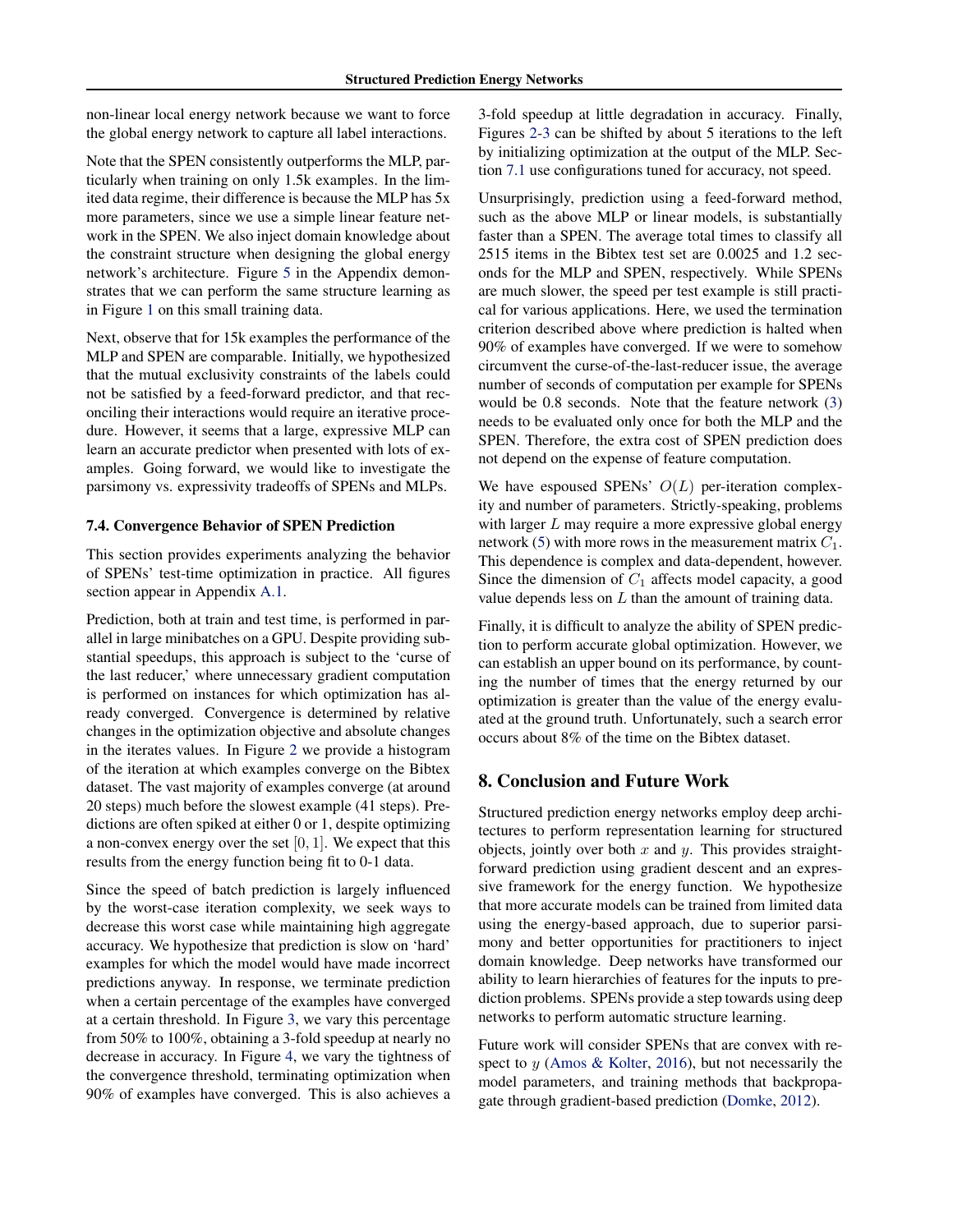non-linear local energy network because we want to force the global energy network to capture all label interactions.

Note that the SPEN consistently outperforms the MLP, particularly when training on only 1.5k examples. In the limited data regime, their difference is because the MLP has 5x more parameters, since we use a simple linear feature network in the SPEN. We also inject domain knowledge about the constraint structure when designing the global energy network's architecture. Figure 5 in the Appendix demonstrates that we can perform the same structure learning as in Figure 1 on this small training data.

Next, observe that for 15k examples the performance of the MLP and SPEN are comparable. Initially, we hypothesized that the mutual exclusivity constraints of the labels could not be satisfied by a feed-forward predictor, and that reconciling their interactions would require an iterative procedure. However, it seems that a large, expressive MLP can learn an accurate predictor when presented with lots of examples. Going forward, we would like to investigate the parsimony vs. expressivity tradeoffs of SPENs and MLPs.

### 7.4. Convergence Behavior of SPEN Prediction

This section provides experiments analyzing the behavior of SPENs' test-time optimization in practice. All figures section appear in Appendix A.1.

Prediction, both at train and test time, is performed in parallel in large minibatches on a GPU. Despite providing substantial speedups, this approach is subject to the 'curse of the last reducer,' where unnecessary gradient computation is performed on instances for which optimization has already converged. Convergence is determined by relative changes in the optimization objective and absolute changes in the iterates values. In Figure 2 we provide a histogram of the iteration at which examples converge on the Bibtex dataset. The vast majority of examples converge (at around 20 steps) much before the slowest example (41 steps). Predictions are often spiked at either 0 or 1, despite optimizing a non-convex energy over the set $[0, 1]$. We expect that this results from the energy function being fit to 0-1 data.

Since the speed of batch prediction is largely influenced by the worst-case iteration complexity, we seek ways to decrease this worst case while maintaining high aggregate accuracy. We hypothesize that prediction is slow on 'hard' examples for which the model would have made incorrect predictions anyway. In response, we terminate prediction when a certain percentage of the examples have converged at a certain threshold. In Figure 3, we vary this percentage from 50% to 100%, obtaining a 3-fold speedup at nearly no decrease in accuracy. In Figure 4, we vary the tightness of the convergence threshold, terminating optimization when 90% of examples have converged. This is also achieves a 3-fold speedup at little degradation in accuracy. Finally, Figures 2-3 can be shifted by about 5 iterations to the left by initializing optimization at the output of the MLP. Section 7.1 use configurations tuned for accuracy, not speed.

Unsurprisingly, prediction using a feed-forward method, such as the above MLP or linear models, is substantially faster than a SPEN. The average total times to classify all 2515 items in the Bibtex test set are 0.0025 and 1.2 seconds for the MLP and SPEN, respectively. While SPENs are much slower, the speed per test example is still practical for various applications. Here, we used the termination criterion described above where prediction is halted when 90% of examples have converged. If we were to somehow circumvent the curse-of-the-last-reducer issue, the average number of seconds of computation per example for SPENs would be 0.8 seconds. Note that the feature network (3) needs to be evaluated only once for both the MLP and the SPEN. Therefore, the extra cost of SPEN prediction does not depend on the expense of feature computation.

We have espoused SPENs' $O(L)$ per-iteration complexity and number of parameters. Strictly-speaking, problems with larger $L$ may require a more expressive global energy network (5) with more rows in the measurement matrix $C_1$. This dependence is complex and data-dependent, however. Since the dimension of $C_1$ affects model capacity, a good value depends less on $L$ than the amount of training data.

Finally, it is difficult to analyze the ability of SPEN prediction to perform accurate global optimization. However, we can establish an upper bound on its performance, by counting the number of times that the energy returned by our optimization is greater than the value of the energy evaluated at the ground truth. Unfortunately, such a search error occurs about 8% of the time on the Bibtex dataset.

## 8. Conclusion and Future Work

Structured prediction energy networks employ deep architectures to perform representation learning for structured objects, jointly over both $x$ and $y$. This provides straightforward prediction using gradient descent and an expressive framework for the energy function. We hypothesize that more accurate models can be trained from limited data using the energy-based approach, due to superior parsimony and better opportunities for practitioners to inject domain knowledge. Deep networks have transformed our ability to learn hierarchies of features for the inputs to prediction problems. SPENs provide a step towards using deep networks to perform automatic structure learning.

Future work will consider SPENs that are convex with respect to $y$ (Amos & Kolter, 2016), but not necessarily the model parameters, and training methods that backpropagate through gradient-based prediction (Domke, 2012).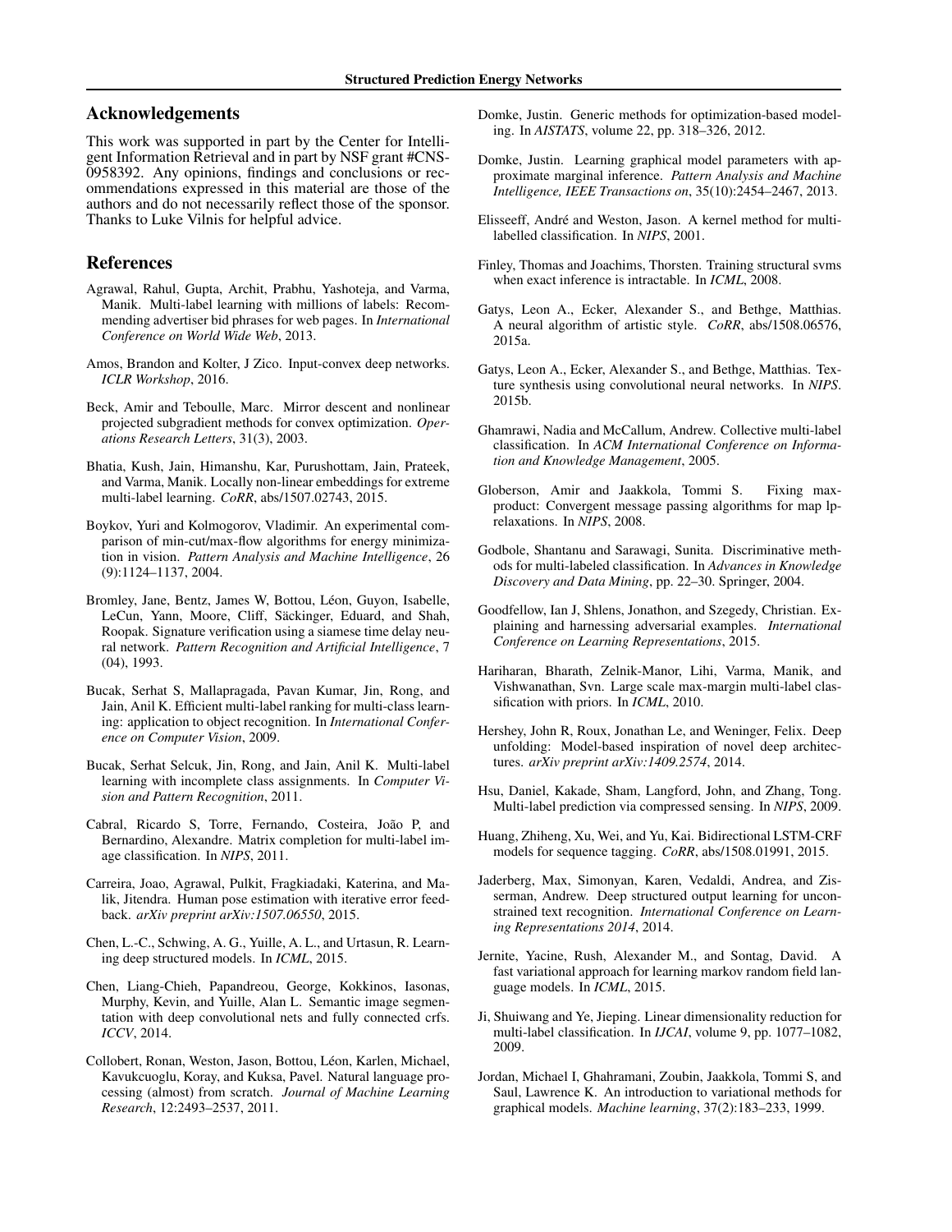## Acknowledgements

This work was supported in part by the Center for Intelligent Information Retrieval and in part by NSF grant #CNS-0958392. Any opinions, findings and conclusions or recommendations expressed in this material are those of the authors and do not necessarily reflect those of the sponsor. Thanks to Luke Vilnis for helpful advice.

## References

Agrawal, Rahul, Gupta, Archit, Prabhu, Yashoteja, and Varma, Manik. Multi-label learning with millions of labels: Recommending advertiser bid phrases for web pages. In *International Conference on World Wide Web*, 2013.

Amos, Brandon and Kolter, J Zico. Input-convex deep networks. *ICLR Workshop*, 2016.

Beck, Amir and Teboulle, Marc. Mirror descent and nonlinear projected subgradient methods for convex optimization. *Operations Research Letters*, 31(3), 2003.

Bhatia, Kush, Jain, Himanshu, Kar, Purushottam, Jain, Prateek, and Varma, Manik. Locally non-linear embeddings for extreme multi-label learning. *CoRR*, abs/1507.02743, 2015.

Boykov, Yuri and Kolmogorov, Vladimir. An experimental comparison of min-cut/max-flow algorithms for energy minimization in vision. *Pattern Analysis and Machine Intelligence*, 26 (9):1124–1137, 2004.

Bromley, Jane, Bentz, James W, Bottou, Léon, Guyon, Isabelle, LeCun, Yann, Moore, Cliff, Säckinger, Eduard, and Shah, Roopak. Signature verification using a siamese time delay neural network. *Pattern Recognition and Artificial Intelligence*, 7 (04), 1993.

Bucak, Serhat S, Mallapragada, Pavan Kumar, Jin, Rong, and Jain, Anil K. Efficient multi-label ranking for multi-class learning: application to object recognition. In *International Conference on Computer Vision*, 2009.

Bucak, Serhat Selcuk, Jin, Rong, and Jain, Anil K. Multi-label learning with incomplete class assignments. In *Computer Vision and Pattern Recognition*, 2011.

Cabral, Ricardo S, Torre, Fernando, Costeira, João P, and Bernardino, Alexandre. Matrix completion for multi-label image classification. In *NIPS*, 2011.

Carreira, Joao, Agrawal, Pulkit, Fragkiadaki, Katerina, and Malik, Jitendra. Human pose estimation with iterative error feedback. *arXiv preprint arXiv:1507.06550*, 2015.

Chen, L.-C., Schwing, A. G., Yuille, A. L., and Urtasun, R. Learning deep structured models. In *ICML*, 2015.

Chen, Liang-Chieh, Papandreou, George, Kokkinos, Iasonas, Murphy, Kevin, and Yuille, Alan L. Semantic image segmentation with deep convolutional nets and fully connected crfs. *ICCV*, 2014.

Collobert, Ronan, Weston, Jason, Bottou, Léon, Karlen, Michael, Kavukcuoglu, Koray, and Kuksa, Pavel. Natural language processing (almost) from scratch. *Journal of Machine Learning Research*, 12:2493–2537, 2011.

Domke, Justin. Generic methods for optimization-based modeling. In *AISTATS*, volume 22, pp. 318–326, 2012.

Domke, Justin. Learning graphical model parameters with approximate marginal inference. *Pattern Analysis and Machine Intelligence, IEEE Transactions on*, 35(10):2454–2467, 2013.

Elisseeff, André and Weston, Jason. A kernel method for multi-labelled classification. In *NIPS*, 2001.

Finley, Thomas and Joachims, Thorsten. Training structural svms when exact inference is intractable. In *ICML*, 2008.

Gatys, Leon A., Ecker, Alexander S., and Bethge, Matthias. A neural algorithm of artistic style. *CoRR*, abs/1508.06576, 2015a.

Gatys, Leon A., Ecker, Alexander S., and Bethge, Matthias. Texture synthesis using convolutional neural networks. In *NIPS*. 2015b.

Ghamrawi, Nadia and McCallum, Andrew. Collective multi-label classification. In *ACM International Conference on Information and Knowledge Management*, 2005.

Globerson, Amir and Jaakkola, Tommi S. Fixing max-product: Convergent message passing algorithms for map lp-relaxations. In *NIPS*, 2008.

Godbole, Shantanu and Sarawagi, Sunita. Discriminative methods for multi-labeled classification. In *Advances in Knowledge Discovery and Data Mining*, pp. 22–30. Springer, 2004.

Goodfellow, Ian J, Shlens, Jonathon, and Szegedy, Christian. Explaining and harnessing adversarial examples. *International Conference on Learning Representations*, 2015.

Hariharan, Bharath, Zelnik-Manor, Lihi, Varma, Manik, and Vishwanathan, Svn. Large scale max-margin multi-label classification with priors. In *ICML*, 2010.

Hershey, John R, Roux, Jonathan Le, and Weninger, Felix. Deep unfolding: Model-based inspiration of novel deep architectures. *arXiv preprint arXiv:1409.2574*, 2014.

Hsu, Daniel, Kakade, Sham, Langford, John, and Zhang, Tong. Multi-label prediction via compressed sensing. In *NIPS*, 2009.

Huang, Zhiheng, Xu, Wei, and Yu, Kai. Bidirectional LSTM-CRF models for sequence tagging. *CoRR*, abs/1508.01991, 2015.

Jaderberg, Max, Simonyan, Karen, Vedaldi, Andrea, and Zisserman, Andrew. Deep structured output learning for unconstrained text recognition. *International Conference on Learning Representations 2014*, 2014.

Jernite, Yacine, Rush, Alexander M., and Sontag, David. A fast variational approach for learning markov random field language models. In *ICML*, 2015.

Ji, Shuiwang and Ye, Jieping. Linear dimensionality reduction for multi-label classification. In *IJCAI*, volume 9, pp. 1077–1082, 2009.

Jordan, Michael I, Ghahramani, Zoubin, Jaakkola, Tommi S, and Saul, Lawrence K. An introduction to variational methods for graphical models. *Machine learning*, 37(2):183–233, 1999.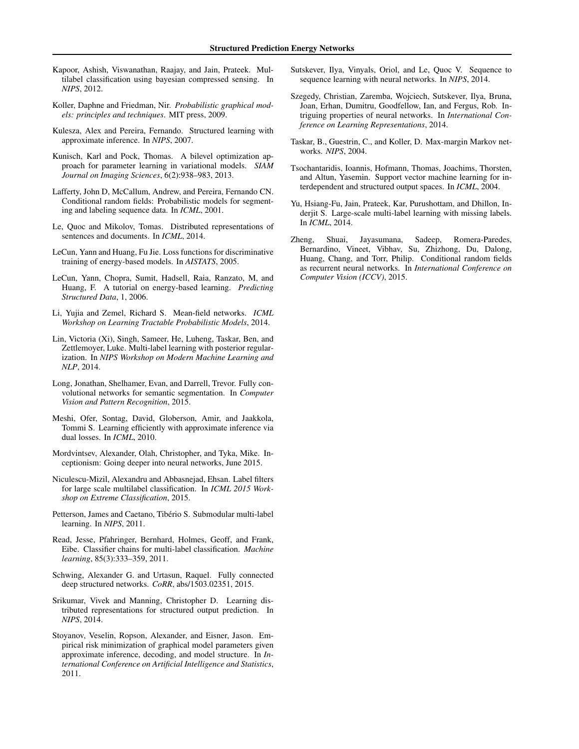Kapoor, Ashish, Viswanathan, Raajay, and Jain, Prateek. Multilabel classification using bayesian compressed sensing. In *NIPS*, 2012.

Koller, Daphne and Friedman, Nir. *Probabilistic graphical models: principles and techniques*. MIT press, 2009.

Kulesza, Alex and Pereira, Fernando. Structured learning with approximate inference. In *NIPS*, 2007.

Kunisch, Karl and Pock, Thomas. A bilevel optimization approach for parameter learning in variational models. *SIAM Journal on Imaging Sciences*, 6(2):938–983, 2013.

Lafferty, John D, McCallum, Andrew, and Pereira, Fernando CN. Conditional random fields: Probabilistic models for segmenting and labeling sequence data. In *ICML*, 2001.

Le, Quoc and Mikolov, Tomas. Distributed representations of sentences and documents. In *ICML*, 2014.

LeCun, Yann and Huang, Fu Jie. Loss functions for discriminative training of energy-based models. In *AISTATS*, 2005.

LeCun, Yann, Chopra, Sumit, Hadsell, Raia, Ranzato, M, and Huang, F. A tutorial on energy-based learning. *Predicting Structured Data*, 1, 2006.

Li, Yujia and Zemel, Richard S. Mean-field networks. *ICML Workshop on Learning Tractable Probabilistic Models*, 2014.

Lin, Victoria (Xi), Singh, Sameer, He, Luheng, Taskar, Ben, and Zettlemoyer, Luke. Multi-label learning with posterior regularization. In *NIPS Workshop on Modern Machine Learning and NLP*, 2014.

Long, Jonathan, Shelhamer, Evan, and Darrell, Trevor. Fully convolutional networks for semantic segmentation. In *Computer Vision and Pattern Recognition*, 2015.

Meshi, Ofer, Sontag, David, Globerson, Amir, and Jaakkola, Tommi S. Learning efficiently with approximate inference via dual losses. In *ICML*, 2010.

Mordvintsev, Alexander, Olah, Christopher, and Tyka, Mike. Inceptionism: Going deeper into neural networks, June 2015.

Niculescu-Mizil, Alexandru and Abbasnejad, Ehsan. Label filters for large scale multilabel classification. In *ICML 2015 Workshop on Extreme Classification*, 2015.

Petterson, James and Caetano, Tibério S. Submodular multi-label learning. In *NIPS*, 2011.

Read, Jesse, Pfahringer, Bernhard, Holmes, Geoff, and Frank, Eibe. Classifier chains for multi-label classification. *Machine learning*, 85(3):333–359, 2011.

Schwing, Alexander G. and Urtasun, Raquel. Fully connected deep structured networks. *CoRR*, abs/1503.02351, 2015.

Srikumar, Vivek and Manning, Christopher D. Learning distributed representations for structured output prediction. In *NIPS*, 2014.

Stoyanov, Veselin, Ropson, Alexander, and Eisner, Jason. Empirical risk minimization of graphical model parameters given approximate inference, decoding, and model structure. In *International Conference on Artificial Intelligence and Statistics*, 2011.

Sutskever, Ilya, Vinyals, Oriol, and Le, Quoc V. Sequence to sequence learning with neural networks. In *NIPS*, 2014.

Szegedy, Christian, Zaremba, Wojciech, Sutskever, Ilya, Bruna, Joan, Erhan, Dumitru, Goodfellow, Ian, and Fergus, Rob. Intriguing properties of neural networks. In *International Conference on Learning Representations*, 2014.

Taskar, B., Guestrin, C., and Koller, D. Max-margin Markov networks. *NIPS*, 2004.

Tsochantaridis, Ioannis, Hofmann, Thomas, Joachims, Thorsten, and Altun, Yasemin. Support vector machine learning for interdependent and structured output spaces. In *ICML*, 2004.

Yu, Hsiang-Fu, Jain, Prateek, Kar, Purushottam, and Dhillon, Inderjit S. Large-scale multi-label learning with missing labels. In *ICML*, 2014.

Zheng, Shuai, Jayasumana, Sadeep, Romera-Paredes, Bernardino, Vineet, Vibhav, Su, Zhizhong, Du, Dalong, Huang, Chang, and Torr, Philip. Conditional random fields as recurrent neural networks. In *International Conference on Computer Vision (ICCV)*, 2015.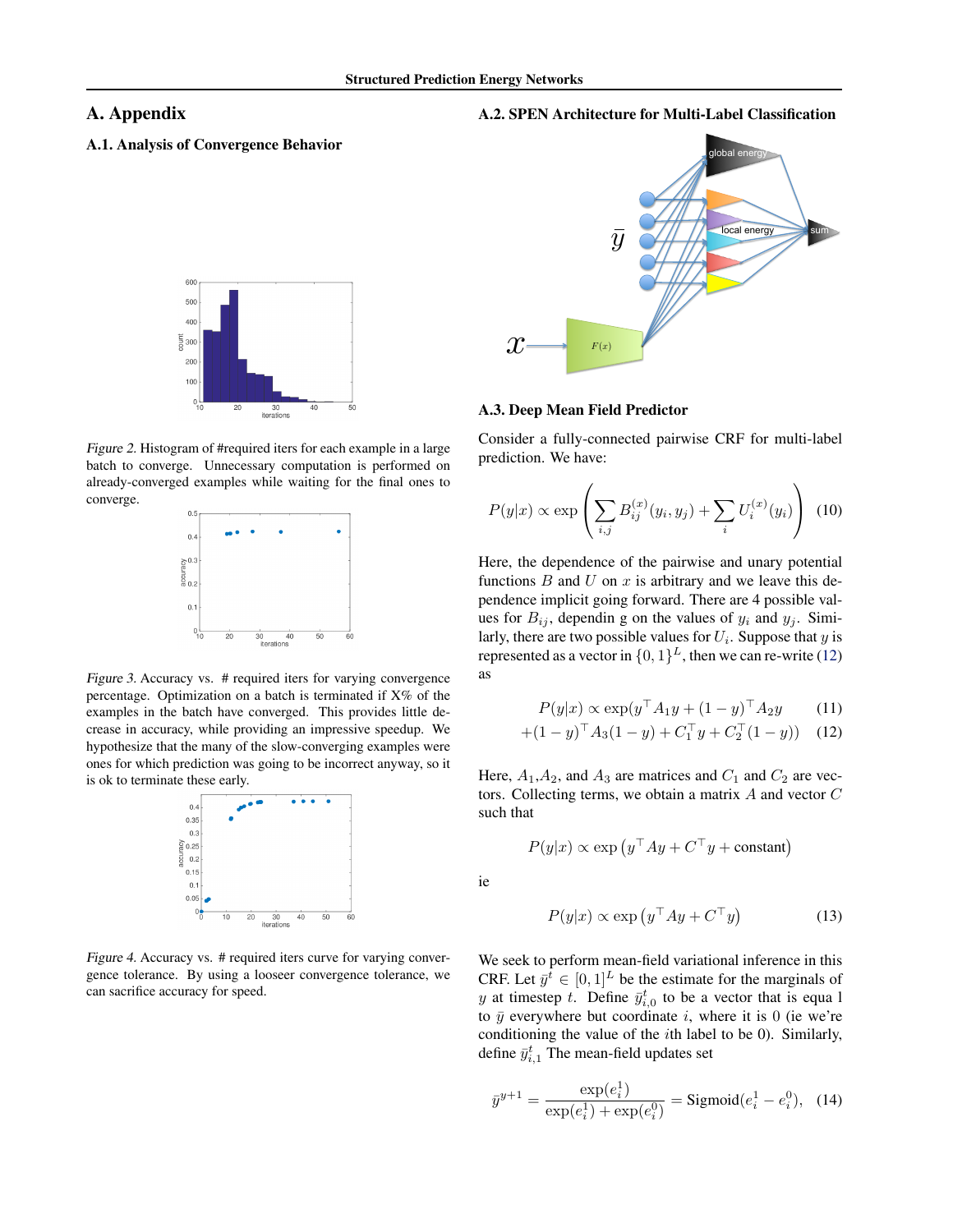# A. Appendix

## A.1. Analysis of Convergence Behavior

*Figure 2.* Histogram of #required iters for each example in a large batch to converge. Unnecessary computation is performed on already-converged examples while waiting for the final ones to converge.

*Figure 3.* Accuracy vs. # required iters for varying convergence percentage. Optimization on a batch is terminated if X% of the examples in the batch have converged. This provides little decrease in accuracy, while providing an impressive speedup. We hypothesize that the many of the slow-converging examples were ones for which prediction was going to be incorrect anyway, so it is ok to terminate these early.

*Figure 4.* Accuracy vs. # required iters curve for varying convergence tolerance. By using a looseer convergence tolerance, we can sacrifice accuracy for speed.

## A.2. SPEN Architecture for Multi-Label Classification

## A.3. Deep Mean Field Predictor

Consider a fully-connected pairwise CRF for multi-label prediction. We have:

$$P(y|x) \propto \exp\left(\sum_{i,j} B^{(x)}_{ij}(y_i, y_j) + \sum_i U^{(x)}_i(y_i)\right) \quad (10)$$

Here, the dependence of the pairwise and unary potential functions $B$ and $U$ on $x$ is arbitrary and we leave this dependence implicit going forward. There are 4 possible values for $B_{ij}$, dependin g on the values of $y_i$ and $y_j$. Similarly, there are two possible values for $U_i$. Suppose that $y$ is represented as a vector in $\{0,1\}^L$, then we can re-write (12) as

$$P(y|x) \propto \exp(y^\top A_1 y + (1-y)^\top A_2 y \quad (11)$$
$$+ (1-y)^\top A_3(1-y) + C_1^\top y + C_2^\top(1-y)) \quad (12)$$

Here, $A_1$,$A_2$, and $A_3$ are matrices and $C_1$ and $C_2$ are vectors. Collecting terms, we obtain a matrix $A$ and vector $C$ such that

$$P(y|x) \propto \exp\left(y^\top A y + C^\top y + \text{constant}\right)$$

ie

$$P(y|x) \propto \exp\left(y^\top A y + C^\top y\right) \quad (13)$$

We seek to perform mean-field variational inference in this CRF. Let $\bar{y}^t \in [0,1]^L$ be the estimate for the marginals of $y$ at timestep $t$. Define $\bar{y}^t_{i,0}$ to be a vector that is equa l to $\bar{y}$ everywhere but coordinate $i$, where it is 0 (ie we're conditioning the value of the $i$th label to be 0). Similarly, define $\bar{y}^t_{i,1}$ The mean-field updates set

$$\bar{y}^{y+1} = \frac{\exp(e^1_i)}{\exp(e^1_i) + \exp(e^0_i)} = \text{Sigmoid}(e^1_i - e^0_i), \quad (14)$$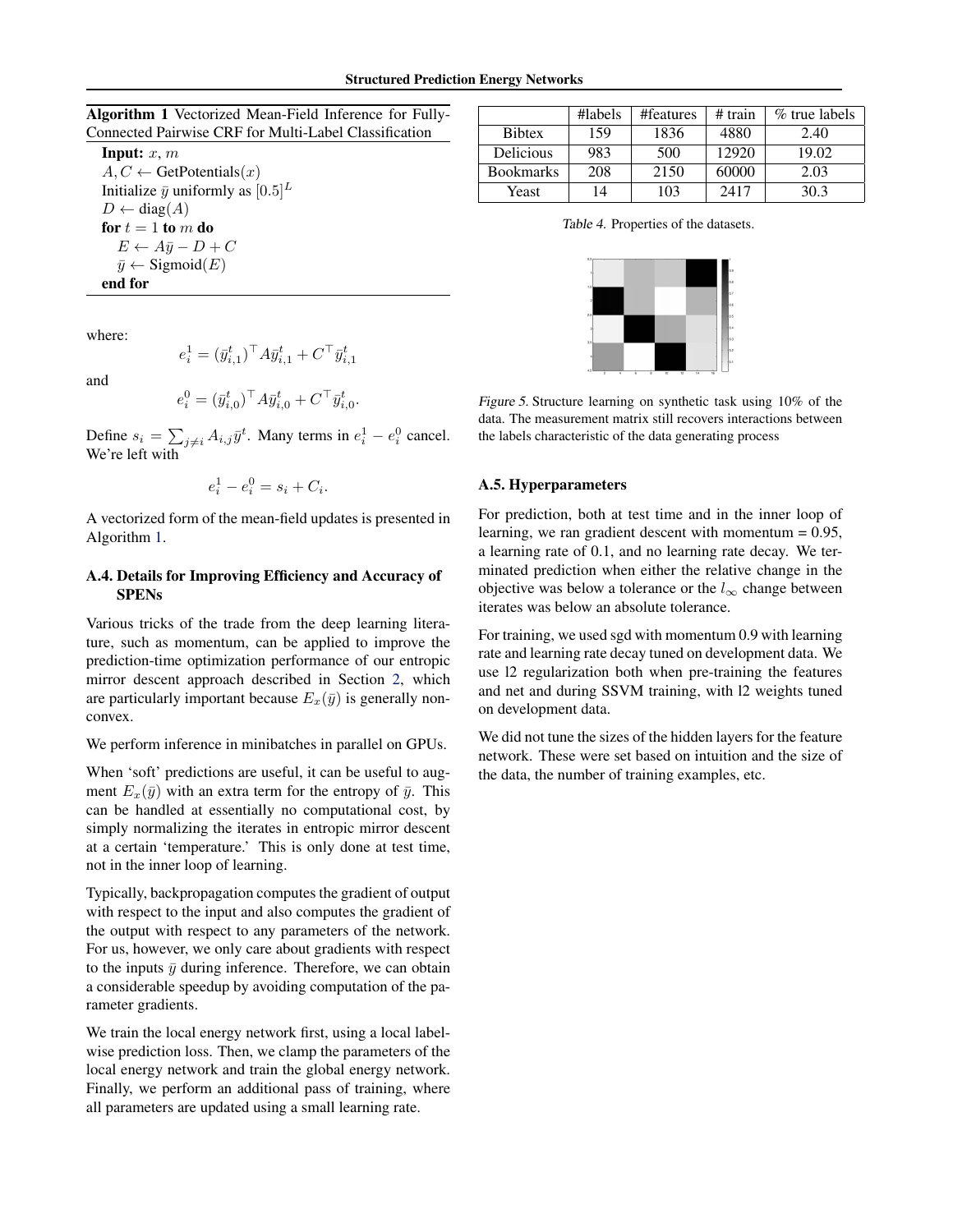**Algorithm 1** Vectorized Mean-Field Inference for Fully-Connected Pairwise CRF for Multi-Label Classification

**Input:** $x, m$
$A, C \leftarrow$ GetPotentials$(x)$
Initialize $\bar{y}$ uniformly as $[0.5]^L$
$D \leftarrow \text{diag}(A)$
**for** $t = 1$ **to** $m$ **do**
  $E \leftarrow A\bar{y} - D + C$
  $\bar{y} \leftarrow \text{Sigmoid}(E)$
**end for**

where:

$$e_i^1 = (\bar{y}_{i,1}^t)^\top A \bar{y}_{i,1}^t + C^\top \bar{y}_{i,1}^t$$

and

$$e_i^0 = (\bar{y}_{i,0}^t)^\top A \bar{y}_{i,0}^t + C^\top \bar{y}_{i,0}^t.$$

Define $s_i = \sum_{j \neq i} A_{i,j} \bar{y}^t$. Many terms in $e_i^1 - e_i^0$ cancel. We're left with

$$e_i^1 - e_i^0 = s_i + C_i.$$

A vectorized form of the mean-field updates is presented in Algorithm 1.

## A.4. Details for Improving Efficiency and Accuracy of SPENs

Various tricks of the trade from the deep learning literature, such as momentum, can be applied to improve the prediction-time optimization performance of our entropic mirror descent approach described in Section 2, which are particularly important because $E_x(\bar{y})$ is generally non-convex.

We perform inference in minibatches in parallel on GPUs.

When 'soft' predictions are useful, it can be useful to augment $E_x(\bar{y})$ with an extra term for the entropy of $\bar{y}$. This can be handled at essentially no computational cost, by simply normalizing the iterates in entropic mirror descent at a certain 'temperature.' This is only done at test time, not in the inner loop of learning.

Typically, backpropagation computes the gradient of output with respect to the input and also computes the gradient of the output with respect to any parameters of the network. For us, however, we only care about gradients with respect to the inputs $\bar{y}$ during inference. Therefore, we can obtain a considerable speedup by avoiding computation of the parameter gradients.

We train the local energy network first, using a local label-wise prediction loss. Then, we clamp the parameters of the local energy network and train the global energy network. Finally, we perform an additional pass of training, where all parameters are updated using a small learning rate.

| | #labels | #features | # train | % true labels |
|---|---|---|---|---|
| Bibtex | 159 | 1836 | 4880 | 2.40 |
| Delicious | 983 | 500 | 12920 | 19.02 |
| Bookmarks | 208 | 2150 | 60000 | 2.03 |
| Yeast | 14 | 103 | 2417 | 30.3 |

*Table 4.* Properties of the datasets.

*Figure 5.* Structure learning on synthetic task using 10% of the data. The measurement matrix still recovers interactions between the labels characteristic of the data generating process

## A.5. Hyperparameters

For prediction, both at test time and in the inner loop of learning, we ran gradient descent with momentum = 0.95, a learning rate of 0.1, and no learning rate decay. We terminated prediction when either the relative change in the objective was below a tolerance or the $l_\infty$ change between iterates was below an absolute tolerance.

For training, we used sgd with momentum 0.9 with learning rate and learning rate decay tuned on development data. We use l2 regularization both when pre-training the features and net and during SSVM training, with l2 weights tuned on development data.

We did not tune the sizes of the hidden layers for the feature network. These were set based on intuition and the size of the data, the number of training examples, etc.